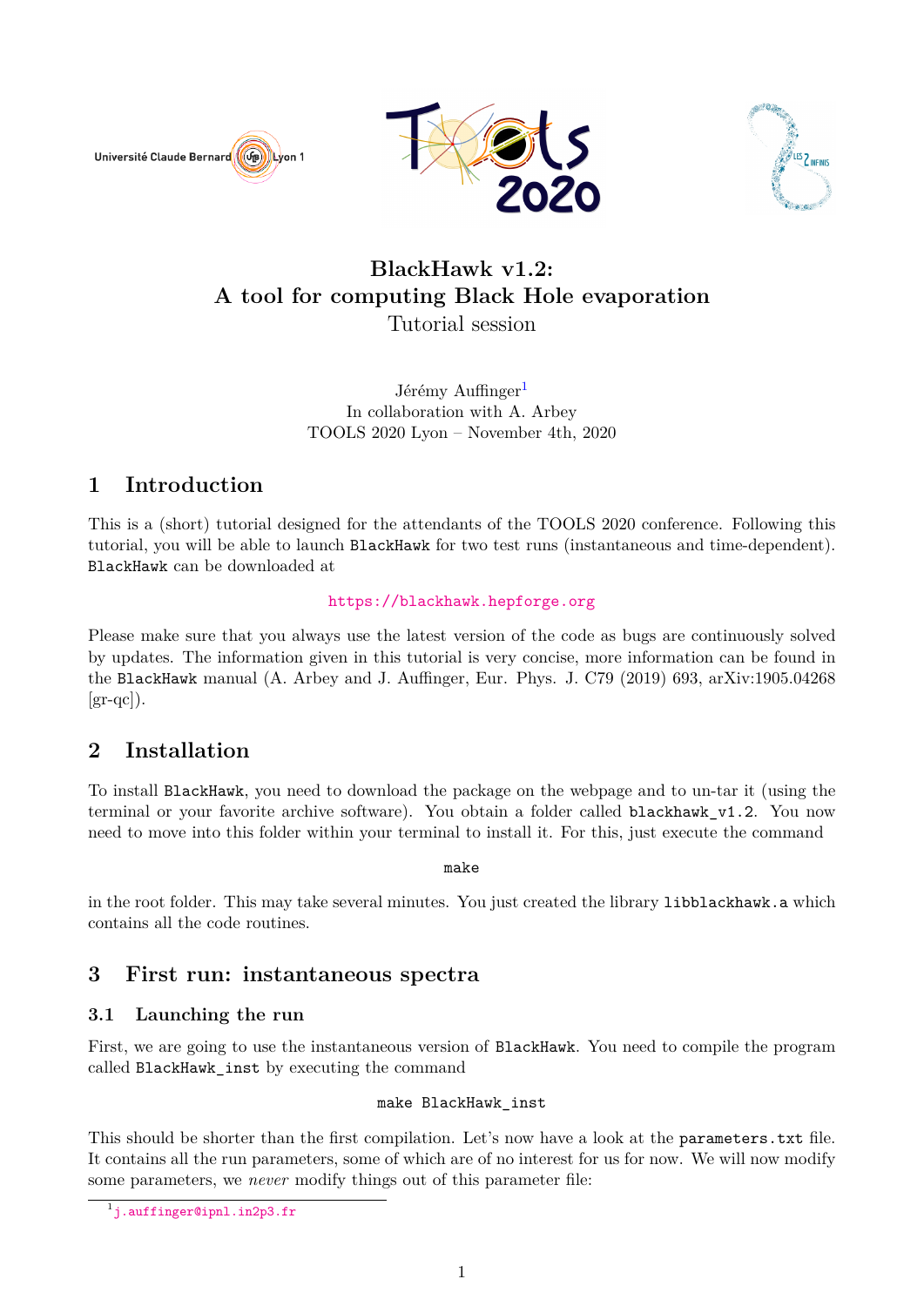# BlackHawk v1.2:
# A tool for computing Black Hole evaporation

Tutorial session

Jérémy Auffinger[1]

In collaboration with A. Arbey

TOOLS 2020 Lyon – November 4th, 2020

## 1 Introduction

This is a (short) tutorial designed for the attendants of the TOOLS 2020 conference. Following this tutorial, you will be able to launch `BlackHawk` for two test runs (instantaneous and time-dependent). `BlackHawk` can be downloaded at

https://blackhawk.hepforge.org

Please make sure that you always use the latest version of the code as bugs are continuously solved by updates. The information given in this tutorial is very concise, more information can be found in the `BlackHawk` manual (A. Arbey and J. Auffinger, Eur. Phys. J. C79 (2019) 693, arXiv:1905.04268 [gr-qc]).

## 2 Installation

To install `BlackHawk`, you need to download the package on the webpage and to un-tar it (using the terminal or your favorite archive software). You obtain a folder called `blackhawk_v1.2`. You now need to move into this folder within your terminal to install it. For this, just execute the command

```
make
```

in the root folder. This may take several minutes. You just created the library `libblackhawk.a` which contains all the code routines.

## 3 First run: instantaneous spectra

### 3.1 Launching the run

First, we are going to use the instantaneous version of `BlackHawk`. You need to compile the program called `BlackHawk_inst` by executing the command

```
make BlackHawk_inst
```

This should be shorter than the first compilation. Let's now have a look at the `parameters.txt` file. It contains all the run parameters, some of which are of no interest for us for now. We will now modify some parameters, we *never* modify things out of this parameter file:

[1] j.auffinger@ipnl.in2p3.fr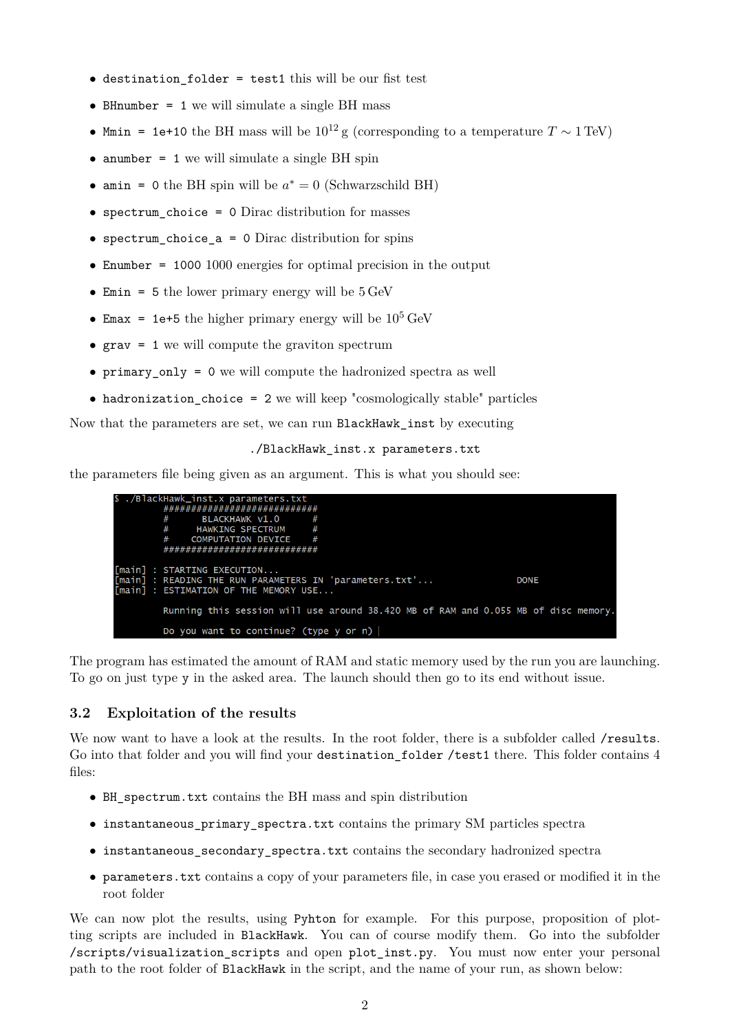- `destination_folder = test1` this will be our fist test
- `BHnumber = 1` we will simulate a single BH mass
- `Mmin = 1e+10` the BH mass will be $10^{12}$ g (corresponding to a temperature $T \sim 1$ TeV)
- `anumber = 1` we will simulate a single BH spin
- `amin = 0` the BH spin will be $a^* = 0$ (Schwarzschild BH)
- `spectrum_choice = 0` Dirac distribution for masses
- `spectrum_choice_a = 0` Dirac distribution for spins
- `Enumber = 1000` 1000 energies for optimal precision in the output
- `Emin = 5` the lower primary energy will be 5 GeV
- `Emax = 1e+5` the higher primary energy will be $10^5$ GeV
- `grav = 1` we will compute the graviton spectrum
- `primary_only = 0` we will compute the hadronized spectra as well
- `hadronization_choice = 2` we will keep "cosmologically stable" particles

Now that the parameters are set, we can run `BlackHawk_inst` by executing

```
./BlackHawk_inst.x parameters.txt
```

the parameters file being given as an argument. This is what you should see:

```
$ ./BlackHawk_inst.x parameters.txt
         ############################
         #      BLACKHAWK v1.0      #
         #     HAWKING SPECTRUM     #
         #    COMPUTATION DEVICE    #
         ############################

[main] : STARTING EXECUTION...
[main] : READING THE RUN PARAMETERS IN 'parameters.txt'...               DONE
[main] : ESTIMATION OF THE MEMORY USE...

         Running this session will use around 38.420 MB of RAM and 0.055 MB of disc memory.

         Do you want to continue? (type y or n)
```

The program has estimated the amount of RAM and static memory used by the run you are launching. To go on just type `y` in the asked area. The launch should then go to its end without issue.

### 3.2 Exploitation of the results

We now want to have a look at the results. In the root folder, there is a subfolder called `/results`. Go into that folder and you will find your `destination_folder /test1` there. This folder contains 4 files:

- `BH_spectrum.txt` contains the BH mass and spin distribution
- `instantaneous_primary_spectra.txt` contains the primary SM particles spectra
- `instantaneous_secondary_spectra.txt` contains the secondary hadronized spectra
- `parameters.txt` contains a copy of your parameters file, in case you erased or modified it in the root folder

We can now plot the results, using `Pyhton` for example. For this purpose, proposition of plotting scripts are included in `BlackHawk`. You can of course modify them. Go into the subfolder `/scripts/visualization_scripts` and open `plot_inst.py`. You must now enter your personal path to the root folder of `BlackHawk` in the script, and the name of your run, as shown below: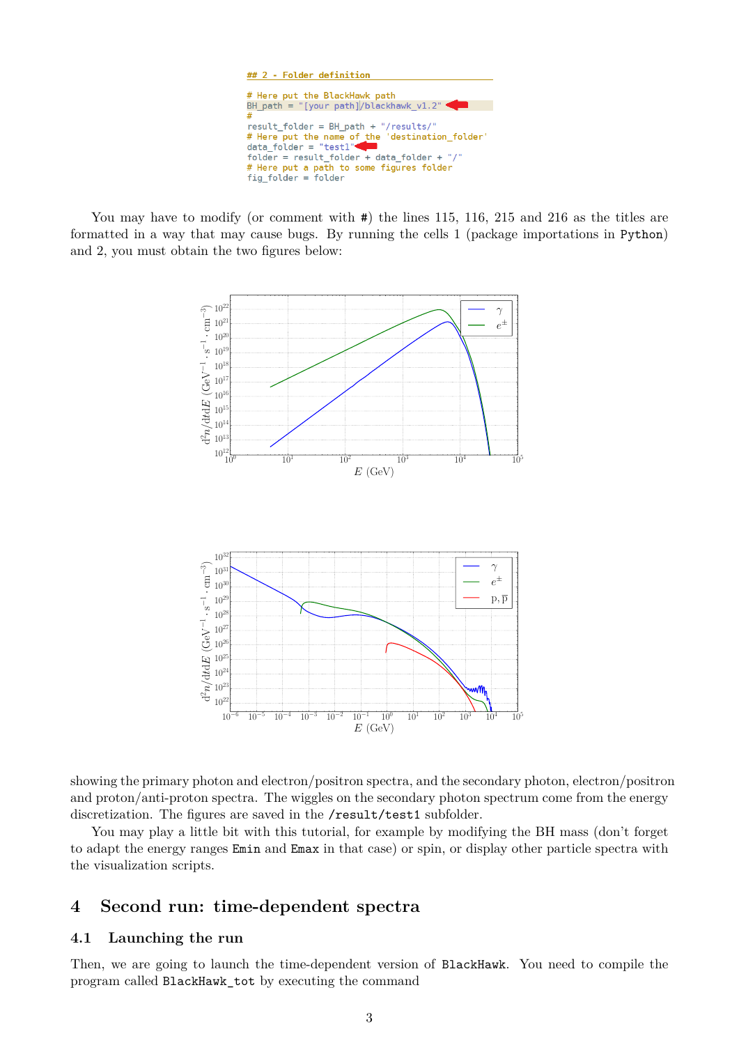```
## 2 - Folder definition

# Here put the BlackHawk path
BH_path = "[your path]/blackhawk_v1.2"
#
result_folder = BH_path + "/results/"
# Here put the name of the 'destination_folder'
data_folder = "test1"
folder = result_folder + data_folder + "/"
# Here put a path to some figures folder
fig_folder = folder
```

You may have to modify (or comment with #) the lines 115, 116, 215 and 216 as the titles are formatted in a way that may cause bugs. By running the cells 1 (package importations in Python) and 2, you must obtain the two figures below:

showing the primary photon and electron/positron spectra, and the secondary photon, electron/positron and proton/anti-proton spectra. The wiggles on the secondary photon spectrum come from the energy discretization. The figures are saved in the /result/test1 subfolder.

You may play a little bit with this tutorial, for example by modifying the BH mass (don't forget to adapt the energy ranges Emin and Emax in that case) or spin, or display other particle spectra with the visualization scripts.

# 4 Second run: time-dependent spectra

## 4.1 Launching the run

Then, we are going to launch the time-dependent version of BlackHawk. You need to compile the program called BlackHawk_tot by executing the command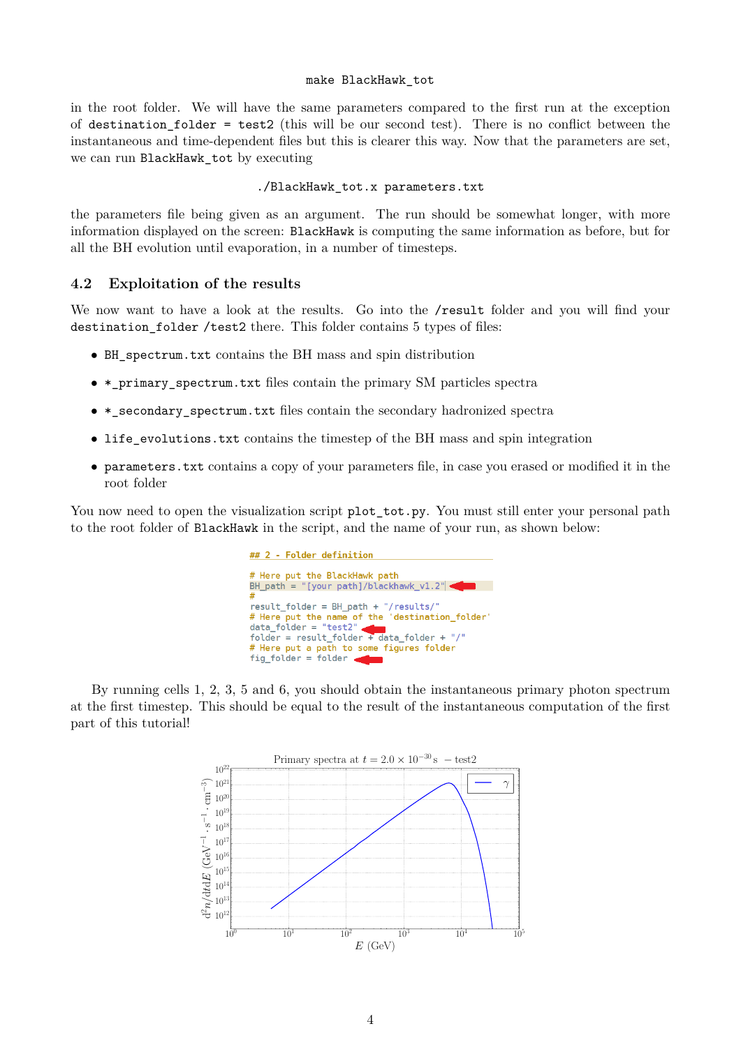```
make BlackHawk_tot
```

in the root folder. We will have the same parameters compared to the first run at the exception of `destination_folder = test2` (this will be our second test). There is no conflict between the instantaneous and time-dependent files but this is clearer this way. Now that the parameters are set, we can run `BlackHawk_tot` by executing

```
./BlackHawk_tot.x parameters.txt
```

the parameters file being given as an argument. The run should be somewhat longer, with more information displayed on the screen: `BlackHawk` is computing the same information as before, but for all the BH evolution until evaporation, in a number of timesteps.

## 4.2 Exploitation of the results

We now want to have a look at the results. Go into the `/result` folder and you will find your `destination_folder /test2` there. This folder contains 5 types of files:

- `BH_spectrum.txt` contains the BH mass and spin distribution
- `*_primary_spectrum.txt` files contain the primary SM particles spectra
- `*_secondary_spectrum.txt` files contain the secondary hadronized spectra
- `life_evolutions.txt` contains the timestep of the BH mass and spin integration
- `parameters.txt` contains a copy of your parameters file, in case you erased or modified it in the root folder

You now need to open the visualization script `plot_tot.py`. You must still enter your personal path to the root folder of `BlackHawk` in the script, and the name of your run, as shown below:

```
## 2 - Folder definition

# Here put the BlackHawk path
BH_path = "[your path]/blackhawk_v1.2"
#
result_folder = BH_path + "/results/"
# Here put the name of the 'destination_folder'
data_folder = "test2"
folder = result_folder + data_folder + "/"
# Here put a path to some figures folder
fig_folder = folder
```

By running cells 1, 2, 3, 5 and 6, you should obtain the instantaneous primary photon spectrum at the first timestep. This should be equal to the result of the instantaneous computation of the first part of this tutorial!

Primary spectra at $t = 2.0 \times 10^{-30}\,\mathrm{s}$ – test2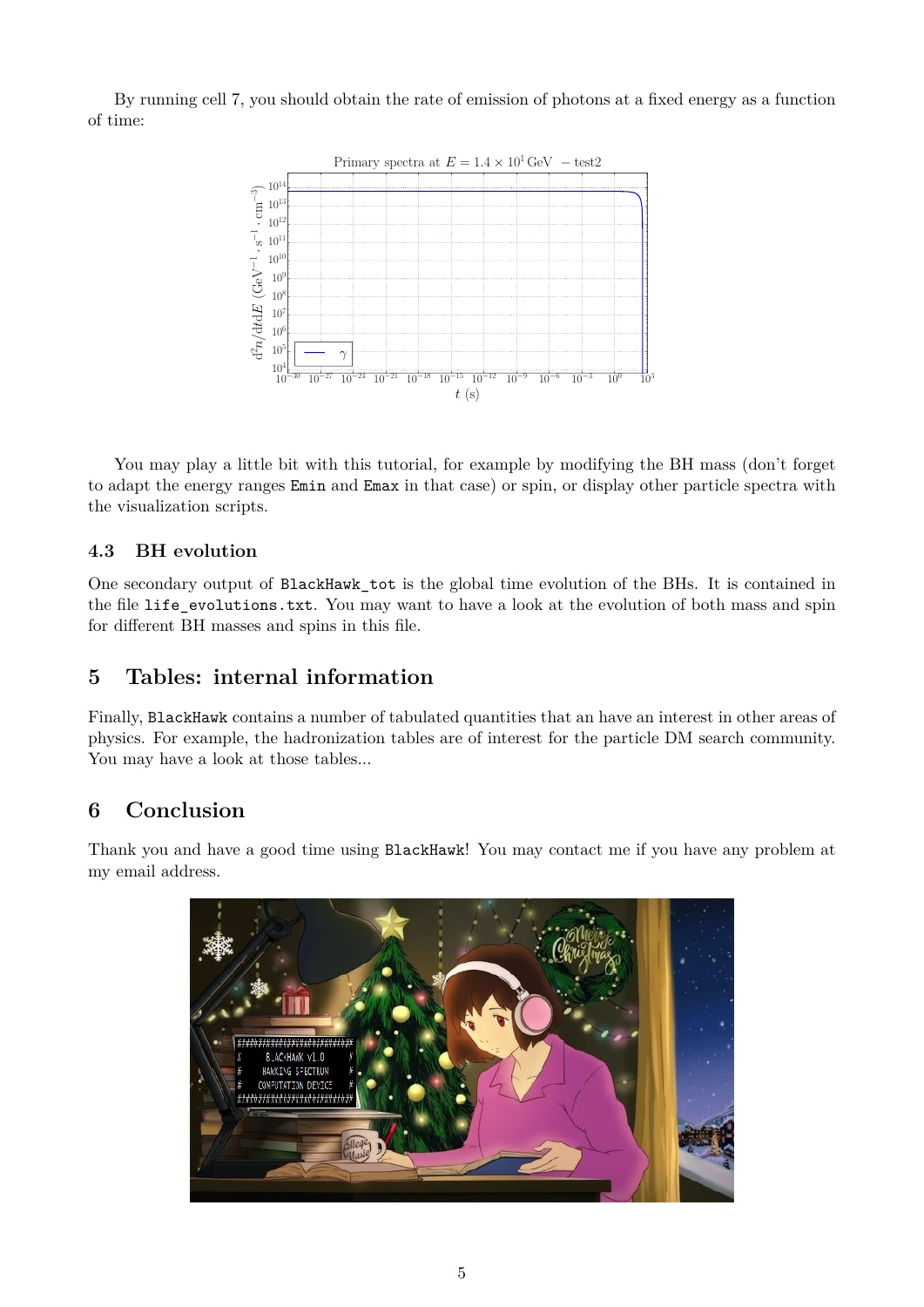By running cell 7, you should obtain the rate of emission of photons at a fixed energy as a function of time:

Primary spectra at $E = 1.4 \times 10^1$ GeV − test2

$\mathrm{d}^2n/\mathrm{d}t\mathrm{d}E$ $(\mathrm{GeV}^{-1} \cdot \mathrm{s}^{-1} \cdot \mathrm{cm}^{-3})$

$10^{14}$
$10^{13}$
$10^{12}$
$10^{11}$
$10^{10}$
$10^{9}$
$10^{8}$
$10^{7}$
$10^{6}$
$10^{5}$
$10^{4}$

$\gamma$

$10^{-30}$ $10^{-27}$ $10^{-24}$ $10^{-21}$ $10^{-18}$ $10^{-15}$ $10^{-12}$ $10^{-9}$ $10^{-6}$ $10^{-3}$ $10^{0}$ $10^{3}$

$t$ (s)

You may play a little bit with this tutorial, for example by modifying the BH mass (don't forget to adapt the energy ranges `Emin` and `Emax` in that case) or spin, or display other particle spectra with the visualization scripts.

### 4.3 BH evolution

One secondary output of `BlackHawk_tot` is the global time evolution of the BHs. It is contained in the file `life_evolutions.txt`. You may want to have a look at the evolution of both mass and spin for different BH masses and spins in this file.

## 5 Tables: internal information

Finally, `BlackHawk` contains a number of tabulated quantities that an have an interest in other areas of physics. For example, the hadronization tables are of interest for the particle DM search community. You may have a look at those tables...

## 6 Conclusion

Thank you and have a good time using `BlackHawk`! You may contact me if you have any problem at my email address.